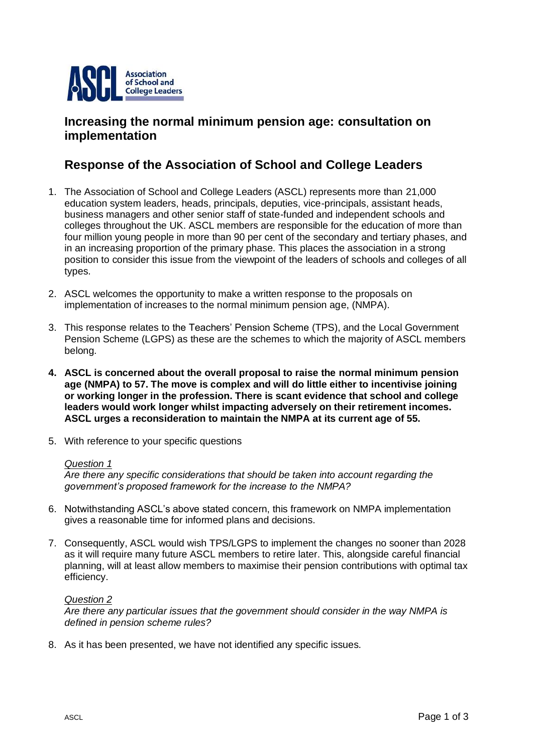# Increasing the normal minimum pension age: consultation on implementation

# Response of the Association of School and College Leaders

1. The Association of School and College Leaders (ASCL) represents more than 21,000 education system leaders, heads, principals, deputies, vice-principals, assistant heads, business managers and other senior staff of state-funded and independent schools and colleges throughout the UK. ASCL members are responsible for the education of more than four million young people in more than 90 per cent of the secondary and tertiary phases, and in an increasing proportion of the primary phase. This places the association in a strong position to consider this issue from the viewpoint of the leaders of schools and colleges of all types.

2. ASCL welcomes the opportunity to make a written response to the proposals on implementation of increases to the normal minimum pension age, (NMPA).

3. This response relates to the Teachers' Pension Scheme (TPS), and the Local Government Pension Scheme (LGPS) as these are the schemes to which the majority of ASCL members belong.

4. **ASCL is concerned about the overall proposal to raise the normal minimum pension age (NMPA) to 57. The move is complex and will do little either to incentivise joining or working longer in the profession. There is scant evidence that school and college leaders would work longer whilst impacting adversely on their retirement incomes. ASCL urges a reconsideration to maintain the NMPA at its current age of 55.**

5. With reference to your specific questions

   <u>*Question 1*</u>
   *Are there any specific considerations that should be taken into account regarding the government's proposed framework for the increase to the NMPA?*

6. Notwithstanding ASCL's above stated concern, this framework on NMPA implementation gives a reasonable time for informed plans and decisions.

7. Consequently, ASCL would wish TPS/LGPS to implement the changes no sooner than 2028 as it will require many future ASCL members to retire later. This, alongside careful financial planning, will at least allow members to maximise their pension contributions with optimal tax efficiency.

   <u>*Question 2*</u>
   *Are there any particular issues that the government should consider in the way NMPA is defined in pension scheme rules?*

8. As it has been presented, we have not identified any specific issues.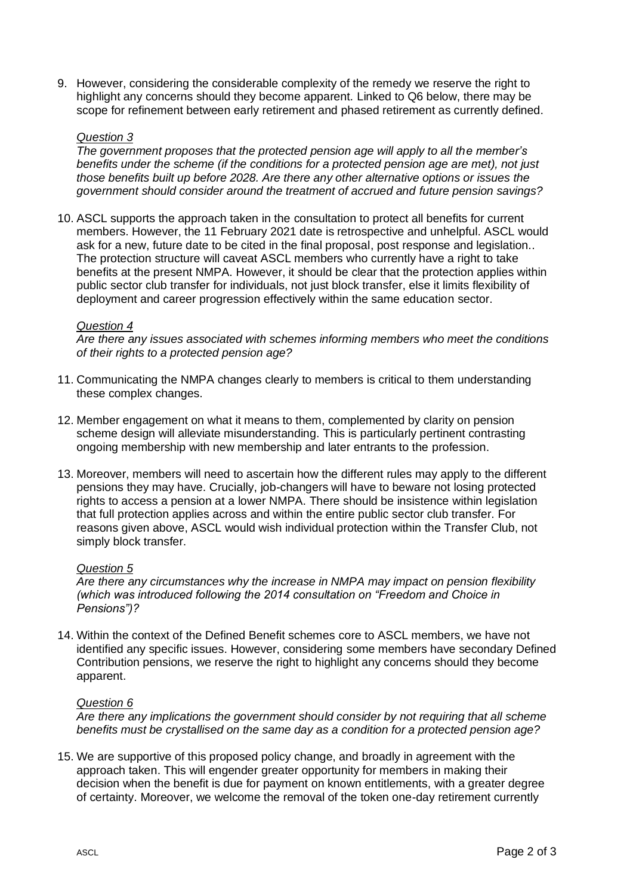9. However, considering the considerable complexity of the remedy we reserve the right to highlight any concerns should they become apparent. Linked to Q6 below, there may be scope for refinement between early retirement and phased retirement as currently defined.

*Question 3*

*The government proposes that the protected pension age will apply to all the member's benefits under the scheme (if the conditions for a protected pension age are met), not just those benefits built up before 2028. Are there any other alternative options or issues the government should consider around the treatment of accrued and future pension savings?*

10. ASCL supports the approach taken in the consultation to protect all benefits for current members. However, the 11 February 2021 date is retrospective and unhelpful. ASCL would ask for a new, future date to be cited in the final proposal, post response and legislation.. The protection structure will caveat ASCL members who currently have a right to take benefits at the present NMPA. However, it should be clear that the protection applies within public sector club transfer for individuals, not just block transfer, else it limits flexibility of deployment and career progression effectively within the same education sector.

*Question 4*

*Are there any issues associated with schemes informing members who meet the conditions of their rights to a protected pension age?*

11. Communicating the NMPA changes clearly to members is critical to them understanding these complex changes.

12. Member engagement on what it means to them, complemented by clarity on pension scheme design will alleviate misunderstanding. This is particularly pertinent contrasting ongoing membership with new membership and later entrants to the profession.

13. Moreover, members will need to ascertain how the different rules may apply to the different pensions they may have. Crucially, job-changers will have to beware not losing protected rights to access a pension at a lower NMPA. There should be insistence within legislation that full protection applies across and within the entire public sector club transfer. For reasons given above, ASCL would wish individual protection within the Transfer Club, not simply block transfer.

*Question 5*

*Are there any circumstances why the increase in NMPA may impact on pension flexibility (which was introduced following the 2014 consultation on "Freedom and Choice in Pensions")?*

14. Within the context of the Defined Benefit schemes core to ASCL members, we have not identified any specific issues. However, considering some members have secondary Defined Contribution pensions, we reserve the right to highlight any concerns should they become apparent.

*Question 6*

*Are there any implications the government should consider by not requiring that all scheme benefits must be crystallised on the same day as a condition for a protected pension age?*

15. We are supportive of this proposed policy change, and broadly in agreement with the approach taken. This will engender greater opportunity for members in making their decision when the benefit is due for payment on known entitlements, with a greater degree of certainty. Moreover, we welcome the removal of the token one-day retirement currently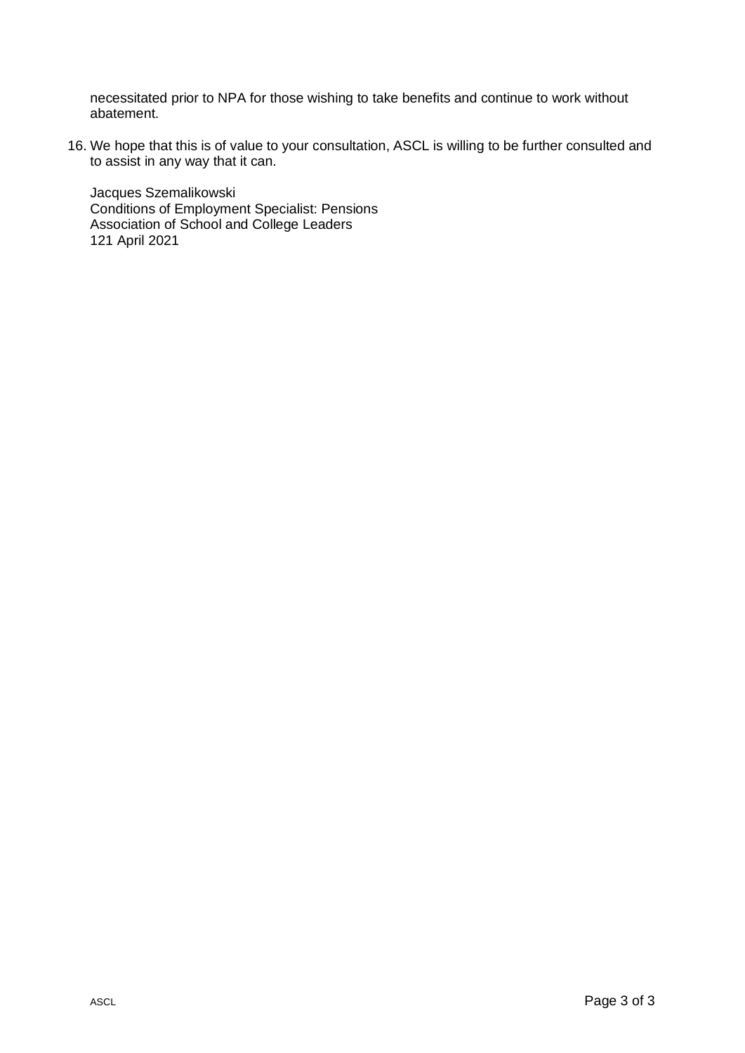necessitated prior to NPA for those wishing to take benefits and continue to work without abatement.

16. We hope that this is of value to your consultation, ASCL is willing to be further consulted and to assist in any way that it can.

Jacques Szemalikowski
Conditions of Employment Specialist: Pensions
Association of School and College Leaders
121 April 2021